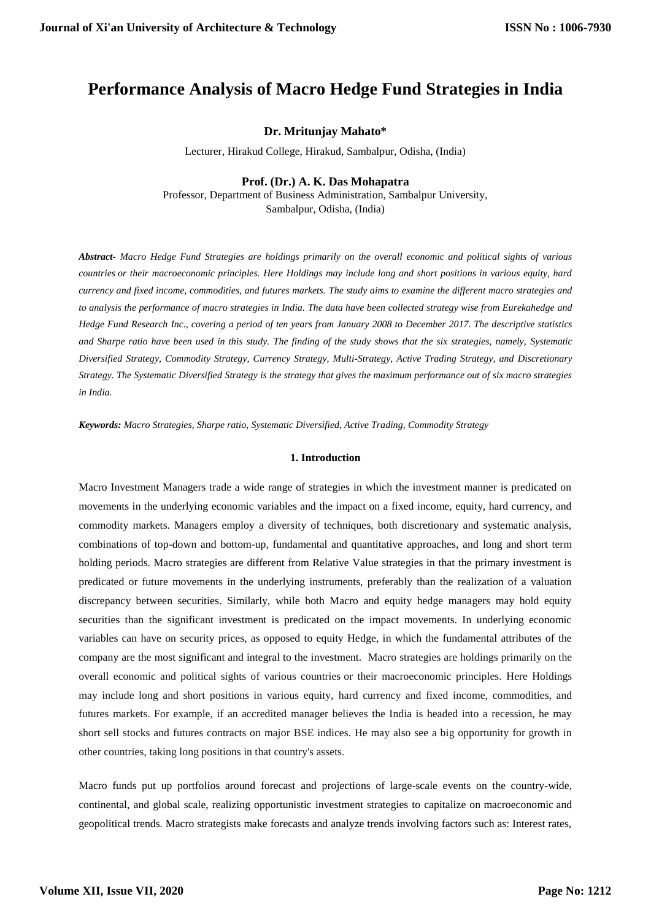# Performance Analysis of Macro Hedge Fund Strategies in India

**Dr. Mritunjay Mahato***

Lecturer, Hirakud College, Hirakud, Sambalpur, Odisha, (India)

**Prof. (Dr.) A. K. Das Mohapatra**

Professor, Department of Business Administration, Sambalpur University, Sambalpur, Odisha, (India)

***Abstract-*** *Macro Hedge Fund Strategies are holdings primarily on the overall economic and political sights of various countries or their macroeconomic principles. Here Holdings may include long and short positions in various equity, hard currency and fixed income, commodities, and futures markets. The study aims to examine the different macro strategies and to analysis the performance of macro strategies in India. The data have been collected strategy wise from Eurekahedge and Hedge Fund Research Inc., covering a period of ten years from January 2008 to December 2017. The descriptive statistics and Sharpe ratio have been used in this study. The finding of the study shows that the six strategies, namely, Systematic Diversified Strategy, Commodity Strategy, Currency Strategy, Multi-Strategy, Active Trading Strategy, and Discretionary Strategy. The Systematic Diversified Strategy is the strategy that gives the maximum performance out of six macro strategies in India.*

***Keywords:*** *Macro Strategies, Sharpe ratio, Systematic Diversified, Active Trading, Commodity Strategy*

## 1. Introduction

Macro Investment Managers trade a wide range of strategies in which the investment manner is predicated on movements in the underlying economic variables and the impact on a fixed income, equity, hard currency, and commodity markets. Managers employ a diversity of techniques, both discretionary and systematic analysis, combinations of top-down and bottom-up, fundamental and quantitative approaches, and long and short term holding periods. Macro strategies are different from Relative Value strategies in that the primary investment is predicated or future movements in the underlying instruments, preferably than the realization of a valuation discrepancy between securities. Similarly, while both Macro and equity hedge managers may hold equity securities than the significant investment is predicated on the impact movements. In underlying economic variables can have on security prices, as opposed to equity Hedge, in which the fundamental attributes of the company are the most significant and integral to the investment. Macro strategies are holdings primarily on the overall economic and political sights of various countries or their macroeconomic principles. Here Holdings may include long and short positions in various equity, hard currency and fixed income, commodities, and futures markets. For example, if an accredited manager believes the India is headed into a recession, he may short sell stocks and futures contracts on major BSE indices. He may also see a big opportunity for growth in other countries, taking long positions in that country's assets.

Macro funds put up portfolios around forecast and projections of large-scale events on the country-wide, continental, and global scale, realizing opportunistic investment strategies to capitalize on macroeconomic and geopolitical trends. Macro strategists make forecasts and analyze trends involving factors such as: Interest rates,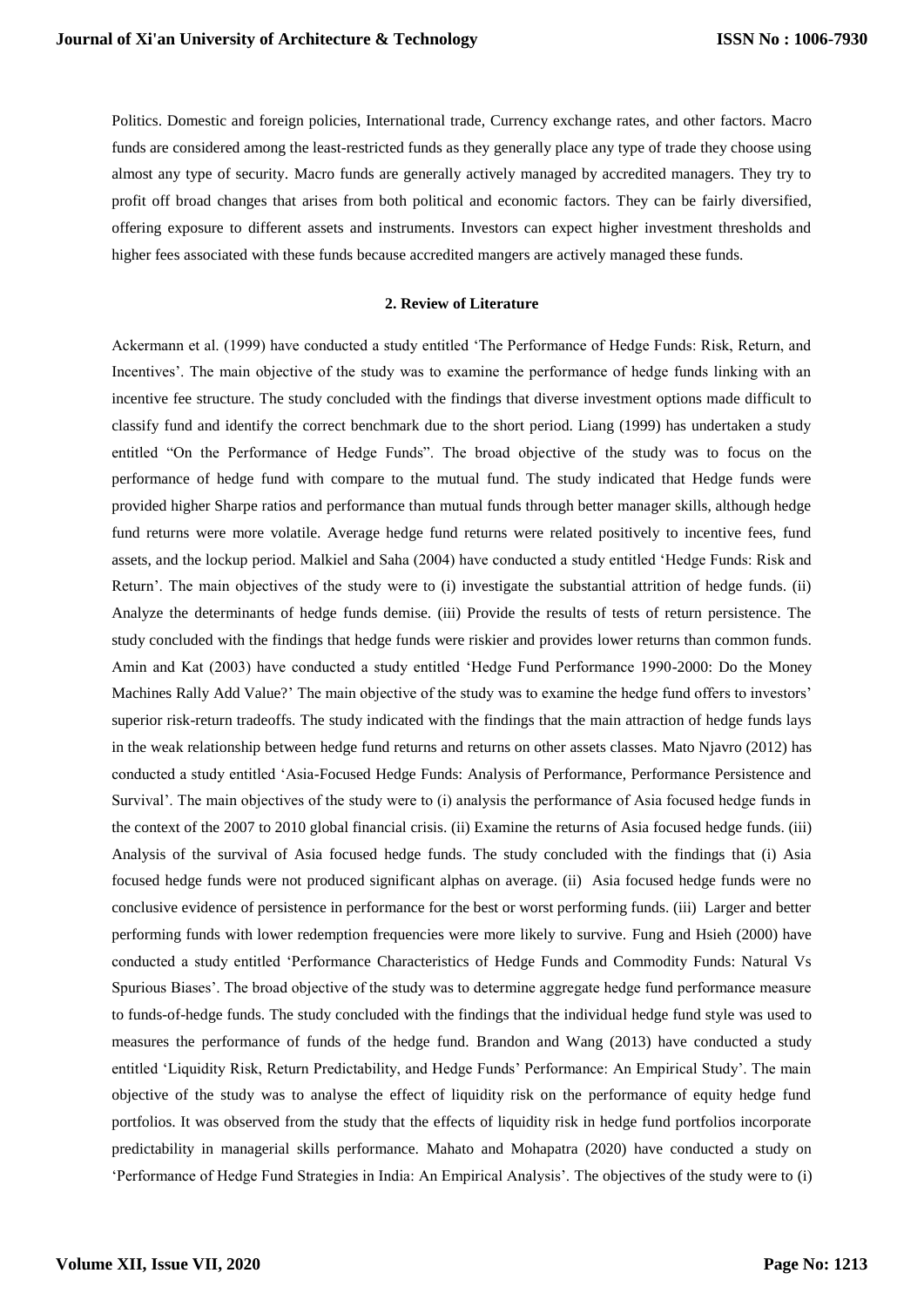Politics. Domestic and foreign policies, International trade, Currency exchange rates, and other factors. Macro funds are considered among the least-restricted funds as they generally place any type of trade they choose using almost any type of security. Macro funds are generally actively managed by accredited managers. They try to profit off broad changes that arises from both political and economic factors. They can be fairly diversified, offering exposure to different assets and instruments. Investors can expect higher investment thresholds and higher fees associated with these funds because accredited mangers are actively managed these funds.

## 2. Review of Literature

Ackermann et al. (1999) have conducted a study entitled 'The Performance of Hedge Funds: Risk, Return, and Incentives'. The main objective of the study was to examine the performance of hedge funds linking with an incentive fee structure. The study concluded with the findings that diverse investment options made difficult to classify fund and identify the correct benchmark due to the short period. Liang (1999) has undertaken a study entitled "On the Performance of Hedge Funds". The broad objective of the study was to focus on the performance of hedge fund with compare to the mutual fund. The study indicated that Hedge funds were provided higher Sharpe ratios and performance than mutual funds through better manager skills, although hedge fund returns were more volatile. Average hedge fund returns were related positively to incentive fees, fund assets, and the lockup period. Malkiel and Saha (2004) have conducted a study entitled 'Hedge Funds: Risk and Return'. The main objectives of the study were to (i) investigate the substantial attrition of hedge funds. (ii) Analyze the determinants of hedge funds demise. (iii) Provide the results of tests of return persistence. The study concluded with the findings that hedge funds were riskier and provides lower returns than common funds. Amin and Kat (2003) have conducted a study entitled 'Hedge Fund Performance 1990-2000: Do the Money Machines Rally Add Value?' The main objective of the study was to examine the hedge fund offers to investors' superior risk-return tradeoffs. The study indicated with the findings that the main attraction of hedge funds lays in the weak relationship between hedge fund returns and returns on other assets classes. Mato Njavro (2012) has conducted a study entitled 'Asia-Focused Hedge Funds: Analysis of Performance, Performance Persistence and Survival'. The main objectives of the study were to (i) analysis the performance of Asia focused hedge funds in the context of the 2007 to 2010 global financial crisis. (ii) Examine the returns of Asia focused hedge funds. (iii) Analysis of the survival of Asia focused hedge funds. The study concluded with the findings that (i) Asia focused hedge funds were not produced significant alphas on average. (ii) Asia focused hedge funds were no conclusive evidence of persistence in performance for the best or worst performing funds. (iii) Larger and better performing funds with lower redemption frequencies were more likely to survive. Fung and Hsieh (2000) have conducted a study entitled 'Performance Characteristics of Hedge Funds and Commodity Funds: Natural Vs Spurious Biases'. The broad objective of the study was to determine aggregate hedge fund performance measure to funds-of-hedge funds. The study concluded with the findings that the individual hedge fund style was used to measures the performance of funds of the hedge fund. Brandon and Wang (2013) have conducted a study entitled 'Liquidity Risk, Return Predictability, and Hedge Funds' Performance: An Empirical Study'. The main objective of the study was to analyse the effect of liquidity risk on the performance of equity hedge fund portfolios. It was observed from the study that the effects of liquidity risk in hedge fund portfolios incorporate predictability in managerial skills performance. Mahato and Mohapatra (2020) have conducted a study on 'Performance of Hedge Fund Strategies in India: An Empirical Analysis'. The objectives of the study were to (i)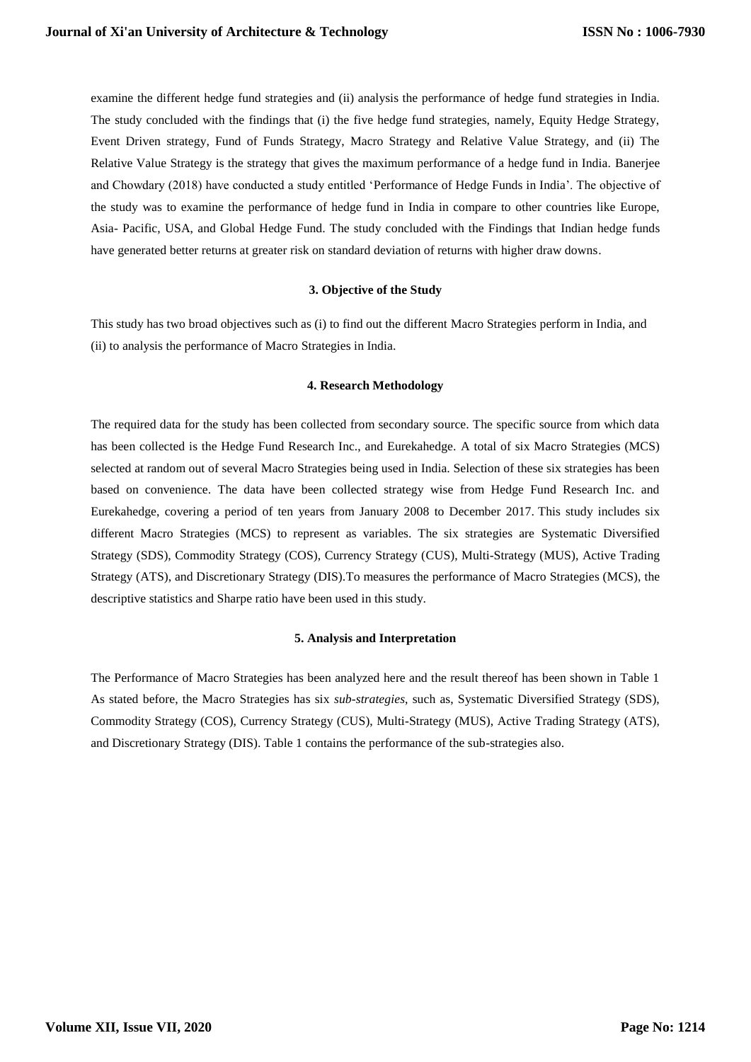examine the different hedge fund strategies and (ii) analysis the performance of hedge fund strategies in India. The study concluded with the findings that (i) the five hedge fund strategies, namely, Equity Hedge Strategy, Event Driven strategy, Fund of Funds Strategy, Macro Strategy and Relative Value Strategy, and (ii) The Relative Value Strategy is the strategy that gives the maximum performance of a hedge fund in India. Banerjee and Chowdary (2018) have conducted a study entitled 'Performance of Hedge Funds in India'. The objective of the study was to examine the performance of hedge fund in India in compare to other countries like Europe, Asia- Pacific, USA, and Global Hedge Fund. The study concluded with the Findings that Indian hedge funds have generated better returns at greater risk on standard deviation of returns with higher draw downs.

## 3. Objective of the Study

This study has two broad objectives such as (i) to find out the different Macro Strategies perform in India, and (ii) to analysis the performance of Macro Strategies in India.

## 4. Research Methodology

The required data for the study has been collected from secondary source. The specific source from which data has been collected is the Hedge Fund Research Inc., and Eurekahedge. A total of six Macro Strategies (MCS) selected at random out of several Macro Strategies being used in India. Selection of these six strategies has been based on convenience. The data have been collected strategy wise from Hedge Fund Research Inc. and Eurekahedge, covering a period of ten years from January 2008 to December 2017. This study includes six different Macro Strategies (MCS) to represent as variables. The six strategies are Systematic Diversified Strategy (SDS), Commodity Strategy (COS), Currency Strategy (CUS), Multi-Strategy (MUS), Active Trading Strategy (ATS), and Discretionary Strategy (DIS).To measures the performance of Macro Strategies (MCS), the descriptive statistics and Sharpe ratio have been used in this study.

## 5. Analysis and Interpretation

The Performance of Macro Strategies has been analyzed here and the result thereof has been shown in Table 1 As stated before, the Macro Strategies has six *sub-strategies*, such as, Systematic Diversified Strategy (SDS), Commodity Strategy (COS), Currency Strategy (CUS), Multi-Strategy (MUS), Active Trading Strategy (ATS), and Discretionary Strategy (DIS). Table 1 contains the performance of the sub-strategies also.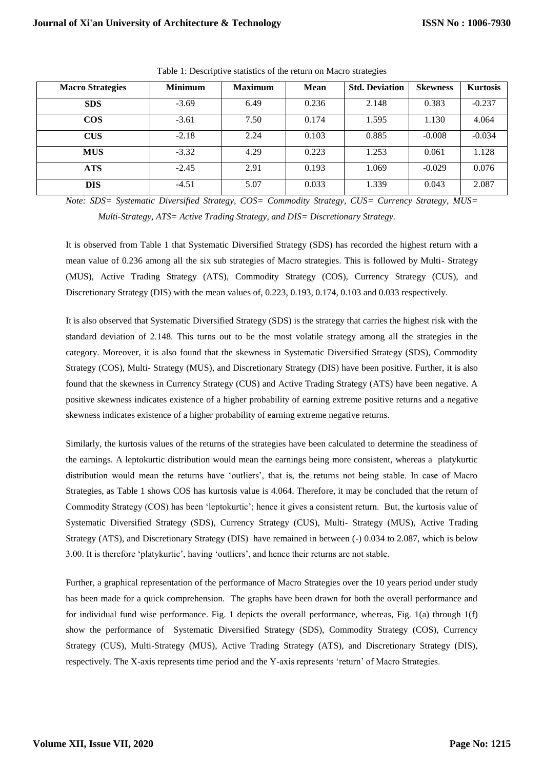Table 1: Descriptive statistics of the return on Macro strategies

| Macro Strategies | Minimum | Maximum | Mean | Std. Deviation | Skewness | Kurtosis |
|---|---|---|---|---|---|---|
| **SDS** | -3.69 | 6.49 | 0.236 | 2.148 | 0.383 | -0.237 |
| **COS** | -3.61 | 7.50 | 0.174 | 1.595 | 1.130 | 4.064 |
| **CUS** | -2.18 | 2.24 | 0.103 | 0.885 | -0.008 | -0.034 |
| **MUS** | -3.32 | 4.29 | 0.223 | 1.253 | 0.061 | 1.128 |
| **ATS** | -2.45 | 2.91 | 0.193 | 1.069 | -0.029 | 0.076 |
| **DIS** | -4.51 | 5.07 | 0.033 | 1.339 | 0.043 | 2.087 |

*Note: SDS= Systematic Diversified Strategy, COS= Commodity Strategy, CUS= Currency Strategy, MUS= Multi-Strategy, ATS= Active Trading Strategy, and DIS= Discretionary Strategy.*

It is observed from Table 1 that Systematic Diversified Strategy (SDS) has recorded the highest return with a mean value of 0.236 among all the six sub strategies of Macro strategies. This is followed by Multi- Strategy (MUS), Active Trading Strategy (ATS), Commodity Strategy (COS), Currency Strategy (CUS), and Discretionary Strategy (DIS) with the mean values of, 0.223, 0.193, 0.174, 0.103 and 0.033 respectively.

It is also observed that Systematic Diversified Strategy (SDS) is the strategy that carries the highest risk with the standard deviation of 2.148. This turns out to be the most volatile strategy among all the strategies in the category. Moreover, it is also found that the skewness in Systematic Diversified Strategy (SDS), Commodity Strategy (COS), Multi- Strategy (MUS), and Discretionary Strategy (DIS) have been positive. Further, it is also found that the skewness in Currency Strategy (CUS) and Active Trading Strategy (ATS) have been negative. A positive skewness indicates existence of a higher probability of earning extreme positive returns and a negative skewness indicates existence of a higher probability of earning extreme negative returns.

Similarly, the kurtosis values of the returns of the strategies have been calculated to determine the steadiness of the earnings. A leptokurtic distribution would mean the earnings being more consistent, whereas a platykurtic distribution would mean the returns have 'outliers', that is, the returns not being stable. In case of Macro Strategies, as Table 1 shows COS has kurtosis value is 4.064. Therefore, it may be concluded that the return of Commodity Strategy (COS) has been 'leptokurtic'; hence it gives a consistent return. But, the kurtosis value of Systematic Diversified Strategy (SDS), Currency Strategy (CUS), Multi- Strategy (MUS), Active Trading Strategy (ATS), and Discretionary Strategy (DIS) have remained in between (-) 0.034 to 2.087, which is below 3.00. It is therefore 'platykurtic', having 'outliers', and hence their returns are not stable.

Further, a graphical representation of the performance of Macro Strategies over the 10 years period under study has been made for a quick comprehension. The graphs have been drawn for both the overall performance and for individual fund wise performance. Fig. 1 depicts the overall performance, whereas, Fig. 1(a) through 1(f) show the performance of Systematic Diversified Strategy (SDS), Commodity Strategy (COS), Currency Strategy (CUS), Multi-Strategy (MUS), Active Trading Strategy (ATS), and Discretionary Strategy (DIS), respectively. The X-axis represents time period and the Y-axis represents 'return' of Macro Strategies.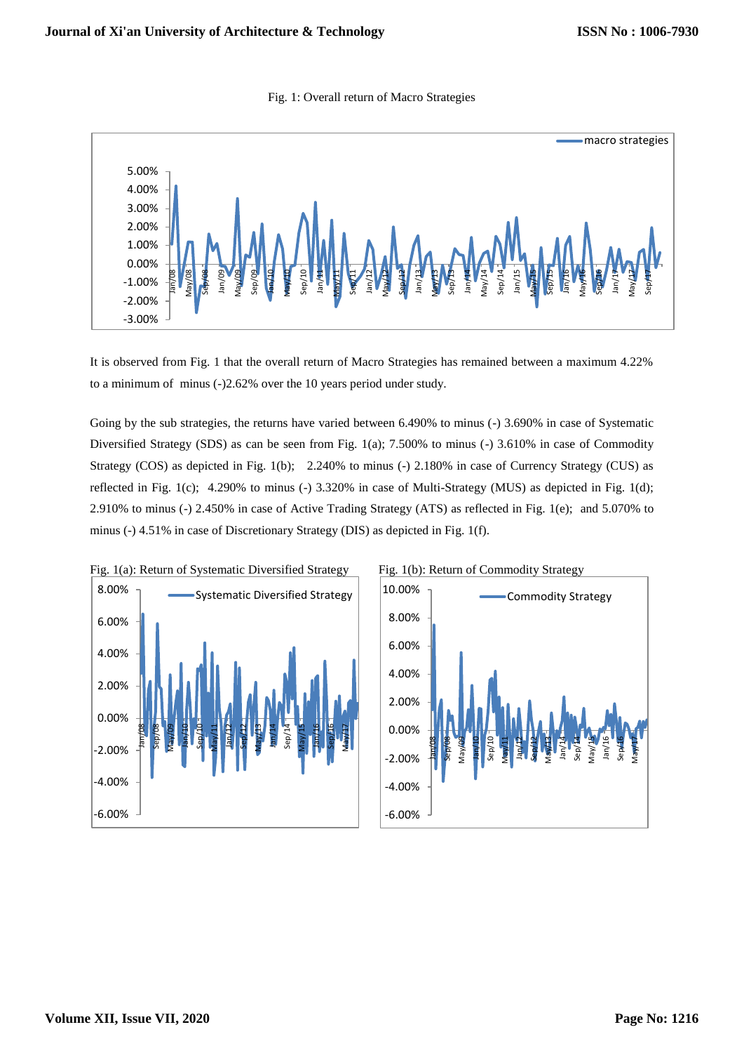Fig. 1: Overall return of Macro Strategies

It is observed from Fig. 1 that the overall return of Macro Strategies has remained between a maximum 4.22% to a minimum of minus (-)2.62% over the 10 years period under study.

Going by the sub strategies, the returns have varied between 6.490% to minus (-) 3.690% in case of Systematic Diversified Strategy (SDS) as can be seen from Fig. 1(a); 7.500% to minus (-) 3.610% in case of Commodity Strategy (COS) as depicted in Fig. 1(b); 2.240% to minus (-) 2.180% in case of Currency Strategy (CUS) as reflected in Fig. 1(c); 4.290% to minus (-) 3.320% in case of Multi-Strategy (MUS) as depicted in Fig. 1(d); 2.910% to minus (-) 2.450% in case of Active Trading Strategy (ATS) as reflected in Fig. 1(e); and 5.070% to minus (-) 4.51% in case of Discretionary Strategy (DIS) as depicted in Fig. 1(f).

Fig. 1(a): Return of Systematic Diversified Strategy

Fig. 1(b): Return of Commodity Strategy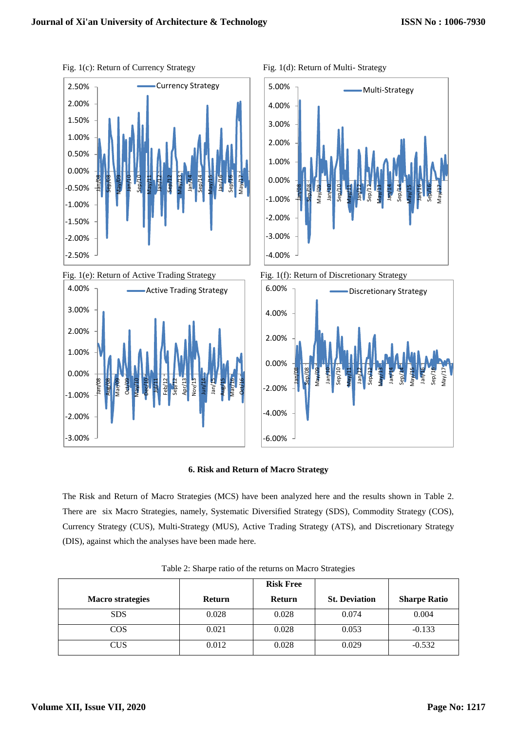Fig. 1(c): Return of Currency Strategy

Fig. 1(d): Return of Multi- Strategy

Fig. 1(e): Return of Active Trading Strategy

Fig. 1(f): Return of Discretionary Strategy

### 6. Risk and Return of Macro Strategy

The Risk and Return of Macro Strategies (MCS) have been analyzed here and the results shown in Table 2. There are six Macro Strategies, namely, Systematic Diversified Strategy (SDS), Commodity Strategy (COS), Currency Strategy (CUS), Multi-Strategy (MUS), Active Trading Strategy (ATS), and Discretionary Strategy (DIS), against which the analyses have been made here.

Table 2: Sharpe ratio of the returns on Macro Strategies

| Macro strategies | Return | Risk Free Return | St. Deviation | Sharpe Ratio |
|---|---|---|---|---|
| SDS | 0.028 | 0.028 | 0.074 | 0.004 |
| COS | 0.021 | 0.028 | 0.053 | -0.133 |
| CUS | 0.012 | 0.028 | 0.029 | -0.532 |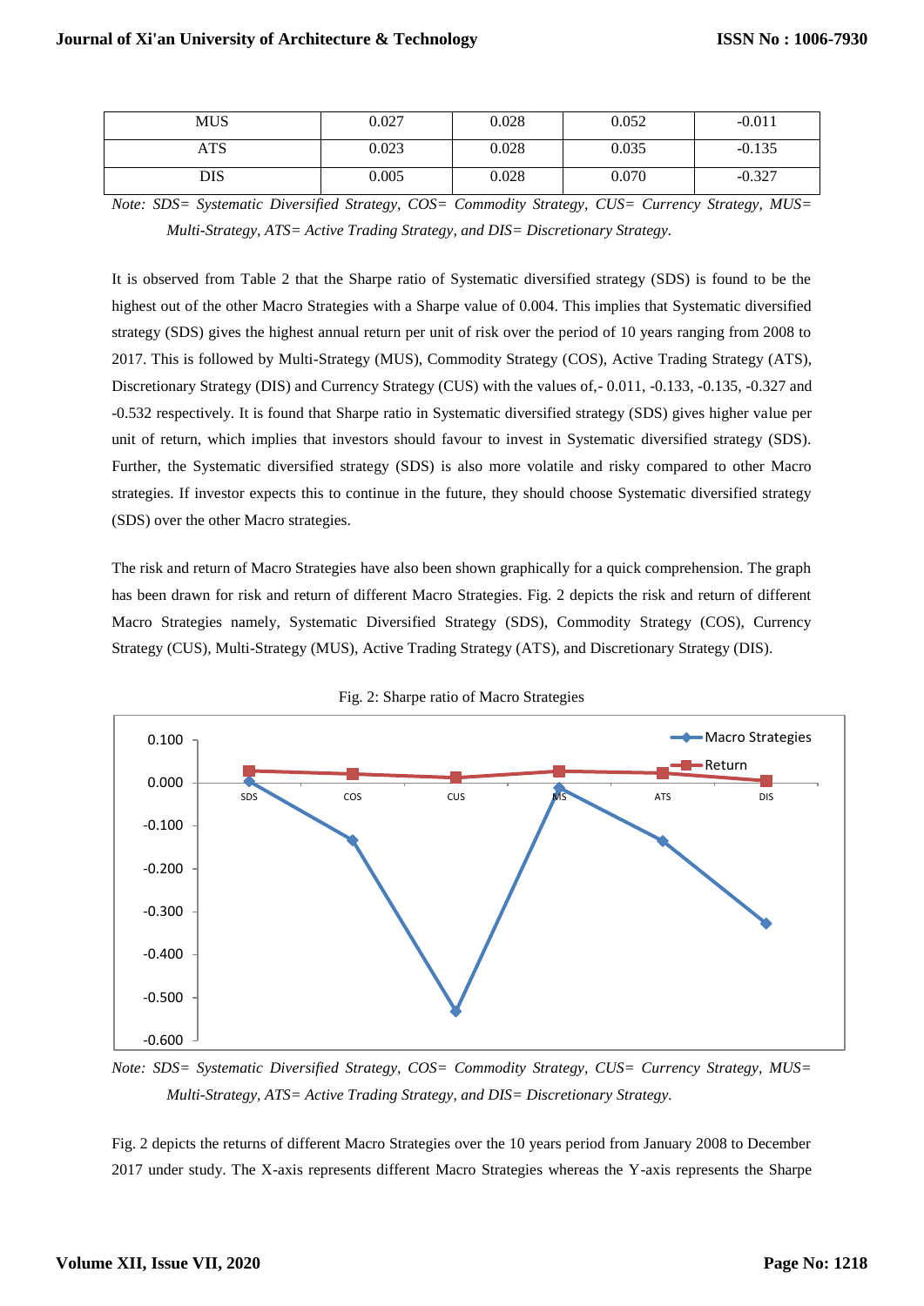| MUS | 0.027 | 0.028 | 0.052 | -0.011 |
|---|---|---|---|---|
| ATS | 0.023 | 0.028 | 0.035 | -0.135 |
| DIS | 0.005 | 0.028 | 0.070 | -0.327 |

*Note: SDS= Systematic Diversified Strategy, COS= Commodity Strategy, CUS= Currency Strategy, MUS= Multi-Strategy, ATS= Active Trading Strategy, and DIS= Discretionary Strategy.*

It is observed from Table 2 that the Sharpe ratio of Systematic diversified strategy (SDS) is found to be the highest out of the other Macro Strategies with a Sharpe value of 0.004. This implies that Systematic diversified strategy (SDS) gives the highest annual return per unit of risk over the period of 10 years ranging from 2008 to 2017. This is followed by Multi-Strategy (MUS), Commodity Strategy (COS), Active Trading Strategy (ATS), Discretionary Strategy (DIS) and Currency Strategy (CUS) with the values of,- 0.011, -0.133, -0.135, -0.327 and -0.532 respectively. It is found that Sharpe ratio in Systematic diversified strategy (SDS) gives higher value per unit of return, which implies that investors should favour to invest in Systematic diversified strategy (SDS). Further, the Systematic diversified strategy (SDS) is also more volatile and risky compared to other Macro strategies. If investor expects this to continue in the future, they should choose Systematic diversified strategy (SDS) over the other Macro strategies.

The risk and return of Macro Strategies have also been shown graphically for a quick comprehension. The graph has been drawn for risk and return of different Macro Strategies. Fig. 2 depicts the risk and return of different Macro Strategies namely, Systematic Diversified Strategy (SDS), Commodity Strategy (COS), Currency Strategy (CUS), Multi-Strategy (MUS), Active Trading Strategy (ATS), and Discretionary Strategy (DIS).

Fig. 2: Sharpe ratio of Macro Strategies

*Note: SDS= Systematic Diversified Strategy, COS= Commodity Strategy, CUS= Currency Strategy, MUS= Multi-Strategy, ATS= Active Trading Strategy, and DIS= Discretionary Strategy.*

Fig. 2 depicts the returns of different Macro Strategies over the 10 years period from January 2008 to December 2017 under study. The X-axis represents different Macro Strategies whereas the Y-axis represents the Sharpe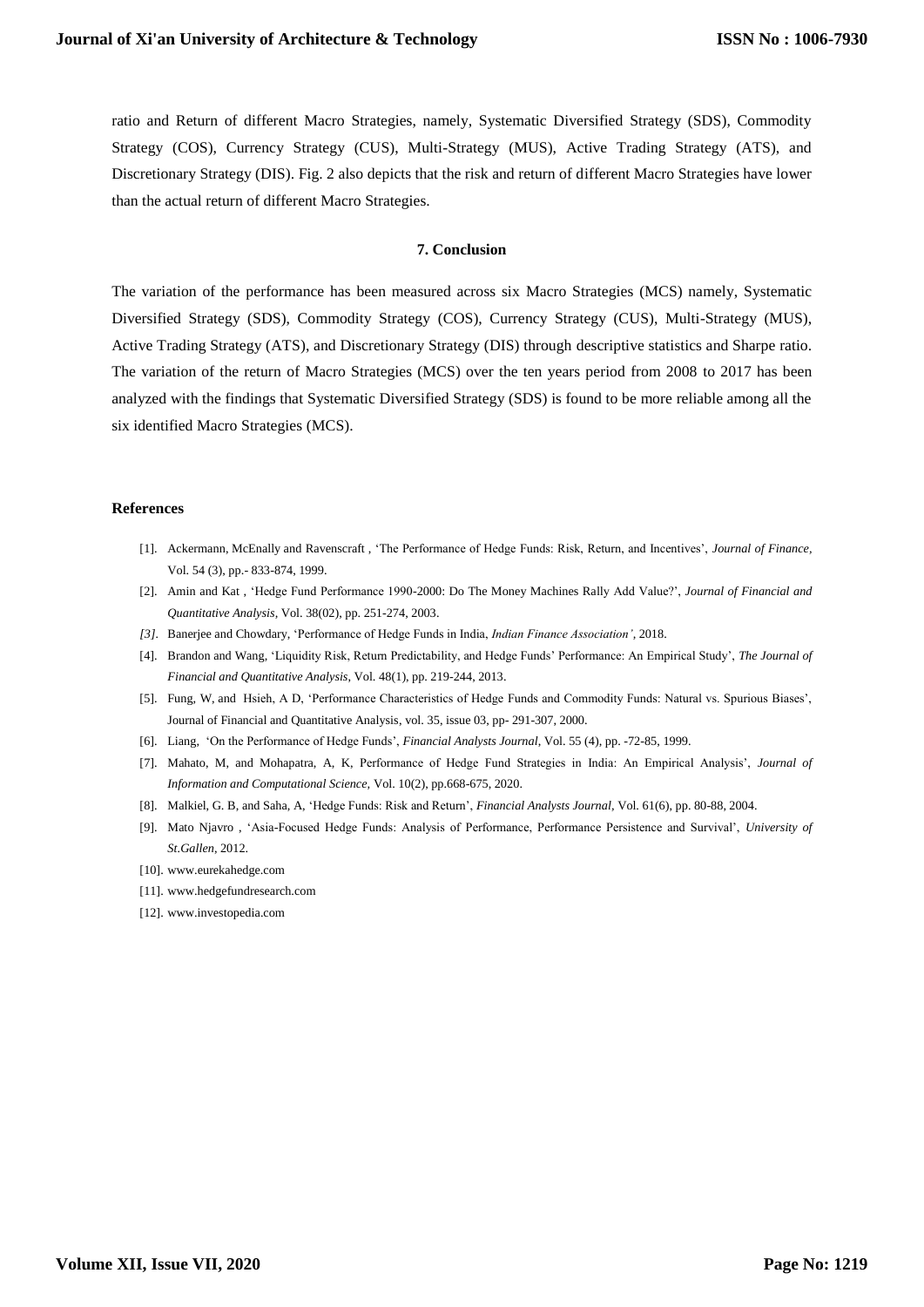ratio and Return of different Macro Strategies, namely, Systematic Diversified Strategy (SDS), Commodity Strategy (COS), Currency Strategy (CUS), Multi-Strategy (MUS), Active Trading Strategy (ATS), and Discretionary Strategy (DIS). Fig. 2 also depicts that the risk and return of different Macro Strategies have lower than the actual return of different Macro Strategies.

## 7. Conclusion

The variation of the performance has been measured across six Macro Strategies (MCS) namely, Systematic Diversified Strategy (SDS), Commodity Strategy (COS), Currency Strategy (CUS), Multi-Strategy (MUS), Active Trading Strategy (ATS), and Discretionary Strategy (DIS) through descriptive statistics and Sharpe ratio. The variation of the return of Macro Strategies (MCS) over the ten years period from 2008 to 2017 has been analyzed with the findings that Systematic Diversified Strategy (SDS) is found to be more reliable among all the six identified Macro Strategies (MCS).

## References

[1]. Ackermann, McEnally and Ravenscraft , 'The Performance of Hedge Funds: Risk, Return, and Incentives', *Journal of Finance,* Vol. 54 (3), pp.- 833-874, 1999.

[2]. Amin and Kat , 'Hedge Fund Performance 1990-2000: Do The Money Machines Rally Add Value?', *Journal of Financial and Quantitative Analysis,* Vol. 38(02), pp. 251-274, 2003.

*[3].* Banerjee and Chowdary, 'Performance of Hedge Funds in India, *Indian Finance Association',* 2018.

[4]. Brandon and Wang, 'Liquidity Risk, Return Predictability, and Hedge Funds' Performance: An Empirical Study', *The Journal of Financial and Quantitative Analysis*, Vol. 48(1), pp. 219-244, 2013.

[5]. Fung, W, and Hsieh, A D, 'Performance Characteristics of Hedge Funds and Commodity Funds: Natural vs. Spurious Biases', Journal of Financial and Quantitative Analysis, vol. 35, issue 03, pp- 291-307, 2000.

[6]. Liang, 'On the Performance of Hedge Funds', *Financial Analysts Journal,* Vol. 55 (4), pp. -72-85, 1999.

[7]. Mahato, M, and Mohapatra, A, K, Performance of Hedge Fund Strategies in India: An Empirical Analysis', *Journal of Information and Computational Science,* Vol. 10(2), pp.668-675, 2020.

[8]. Malkiel, G. B, and Saha, A, 'Hedge Funds: Risk and Return', *Financial Analysts Journal*, Vol. 61(6), pp. 80-88, 2004.

[9]. Mato Njavro , 'Asia-Focused Hedge Funds: Analysis of Performance, Performance Persistence and Survival', *University of St.Gallen*, 2012.

[10]. www.eurekahedge.com

[11]. www.hedgefundresearch.com

[12]. www.investopedia.com